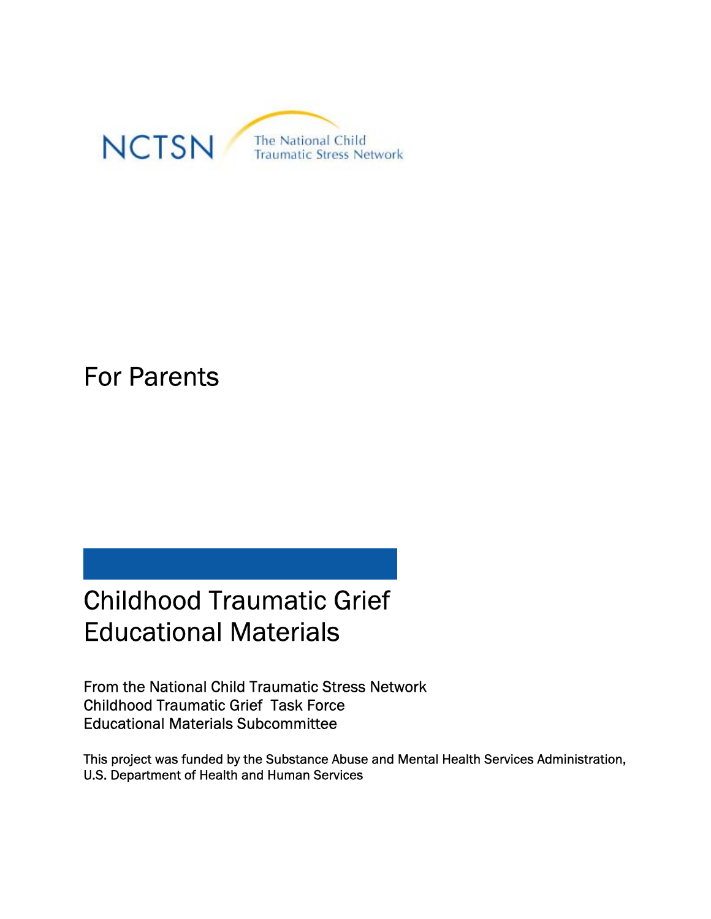NCTSN The National Child Traumatic Stress Network

For Parents

# Childhood Traumatic Grief Educational Materials

From the National Child Traumatic Stress Network
Childhood Traumatic Grief Task Force
Educational Materials Subcommittee

This project was funded by the Substance Abuse and Mental Health Services Administration, U.S. Department of Health and Human Services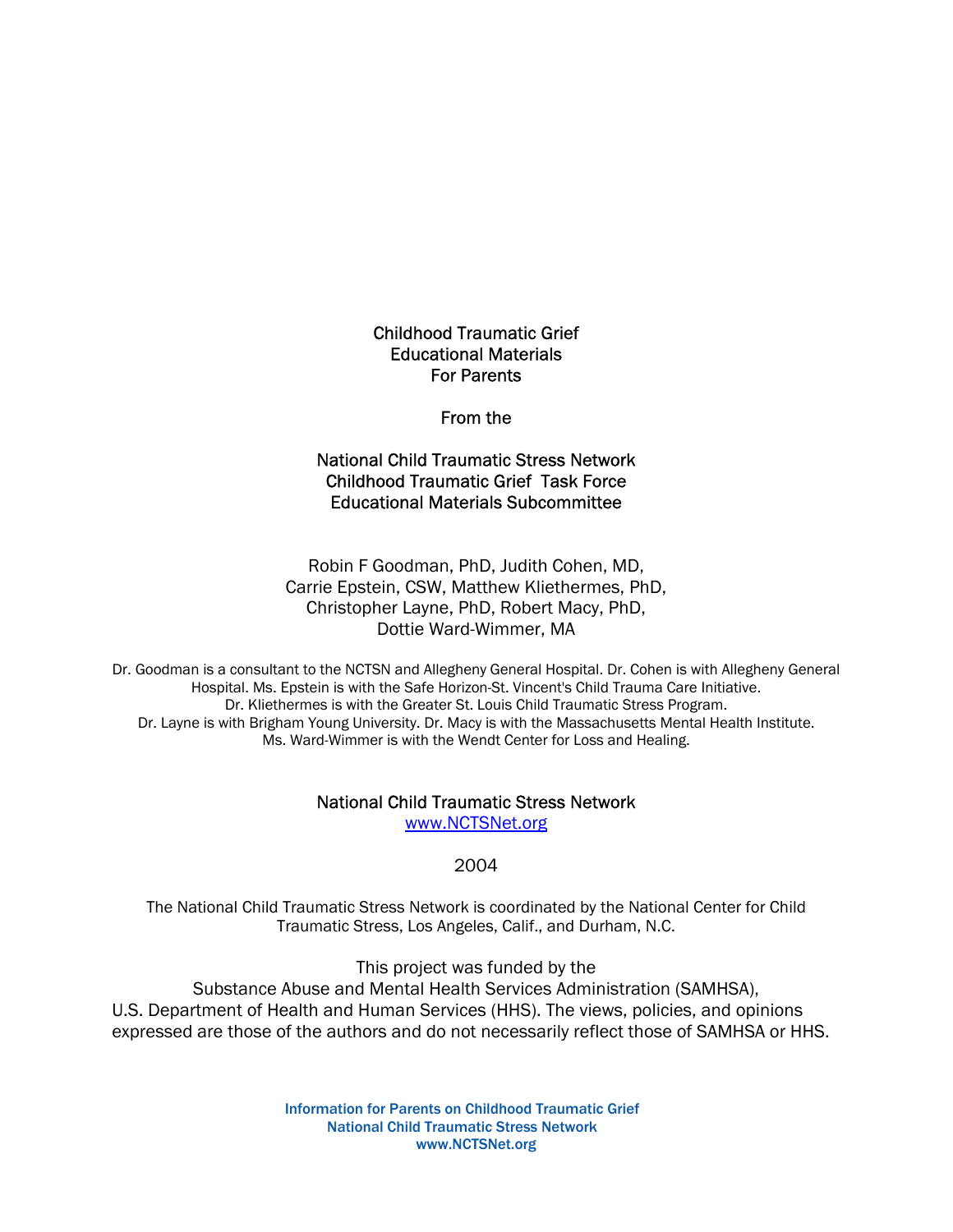Childhood Traumatic Grief
Educational Materials
For Parents

From the

National Child Traumatic Stress Network
Childhood Traumatic Grief Task Force
Educational Materials Subcommittee

Robin F Goodman, PhD, Judith Cohen, MD,
Carrie Epstein, CSW, Matthew Kliethermes, PhD,
Christopher Layne, PhD, Robert Macy, PhD,
Dottie Ward-Wimmer, MA

Dr. Goodman is a consultant to the NCTSN and Allegheny General Hospital. Dr. Cohen is with Allegheny General Hospital. Ms. Epstein is with the Safe Horizon-St. Vincent's Child Trauma Care Initiative. Dr. Kliethermes is with the Greater St. Louis Child Traumatic Stress Program. Dr. Layne is with Brigham Young University. Dr. Macy is with the Massachusetts Mental Health Institute. Ms. Ward-Wimmer is with the Wendt Center for Loss and Healing.

National Child Traumatic Stress Network
www.NCTSNet.org

2004

The National Child Traumatic Stress Network is coordinated by the National Center for Child Traumatic Stress, Los Angeles, Calif., and Durham, N.C.

This project was funded by the
Substance Abuse and Mental Health Services Administration (SAMHSA),
U.S. Department of Health and Human Services (HHS). The views, policies, and opinions expressed are those of the authors and do not necessarily reflect those of SAMHSA or HHS.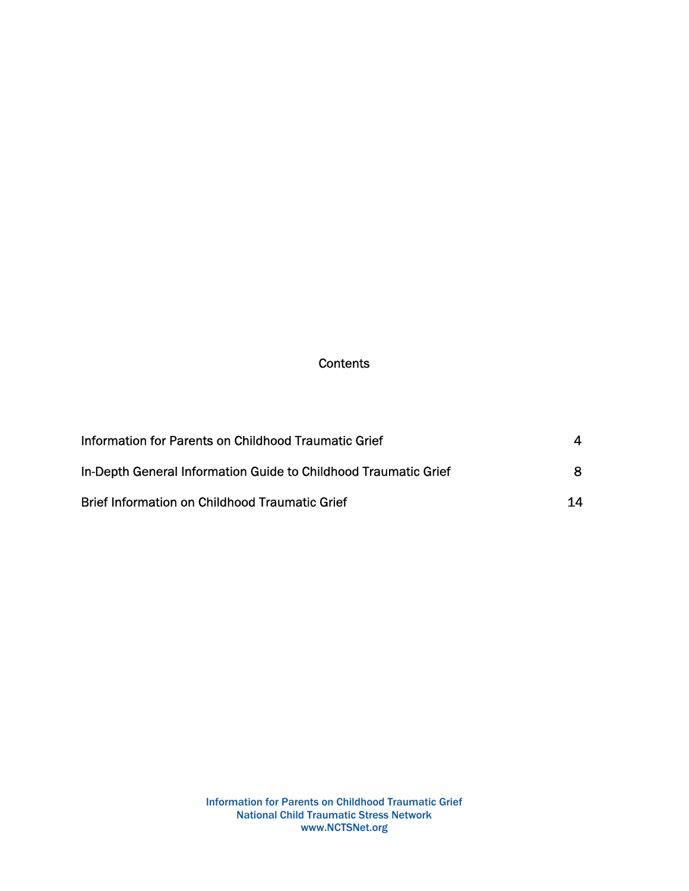# Contents

| | |
|---|---|
| Information for Parents on Childhood Traumatic Grief | 4 |
| In-Depth General Information Guide to Childhood Traumatic Grief | 8 |
| Brief Information on Childhood Traumatic Grief | 14 |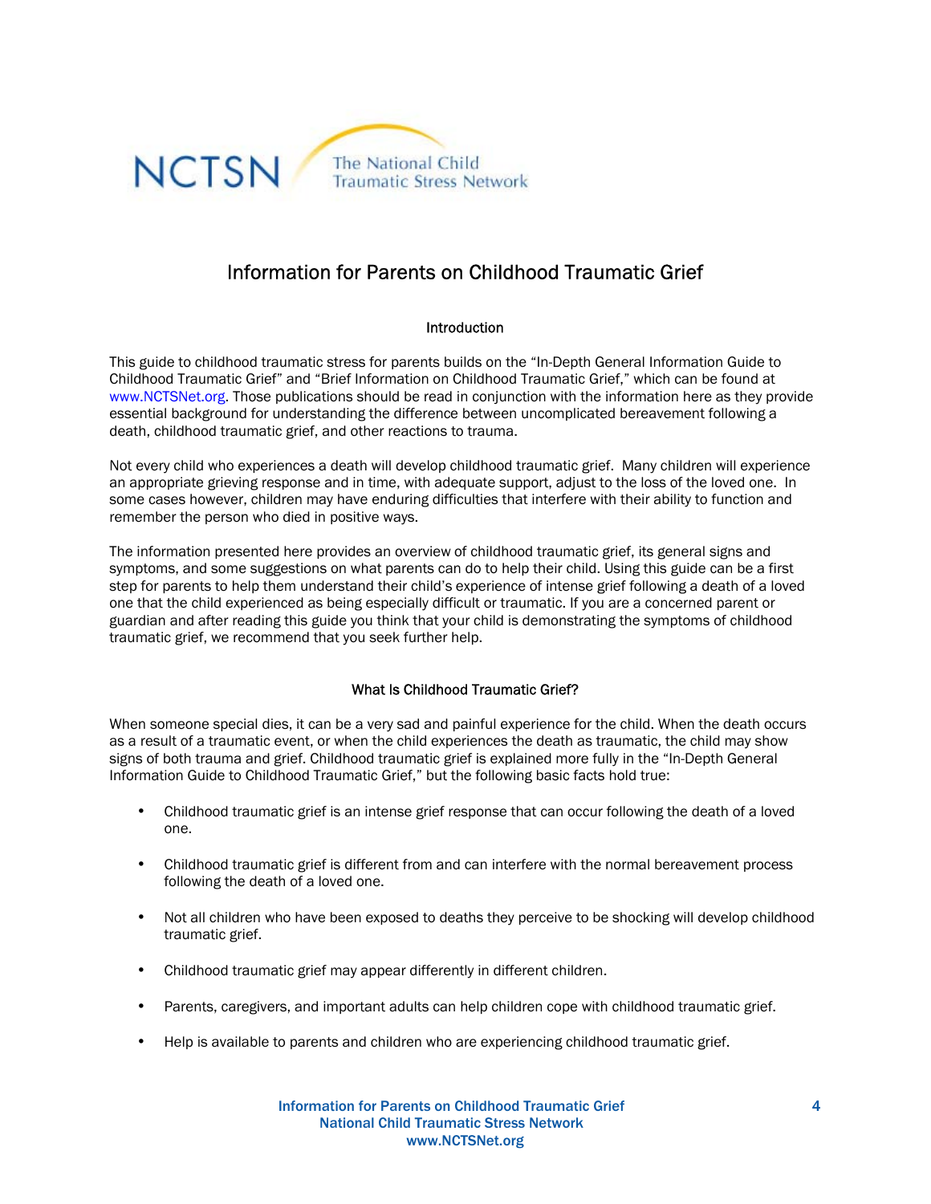NCTSN The National Child Traumatic Stress Network

# Information for Parents on Childhood Traumatic Grief

## Introduction

This guide to childhood traumatic stress for parents builds on the "In-Depth General Information Guide to Childhood Traumatic Grief" and "Brief Information on Childhood Traumatic Grief," which can be found at www.NCTSNet.org. Those publications should be read in conjunction with the information here as they provide essential background for understanding the difference between uncomplicated bereavement following a death, childhood traumatic grief, and other reactions to trauma.

Not every child who experiences a death will develop childhood traumatic grief. Many children will experience an appropriate grieving response and in time, with adequate support, adjust to the loss of the loved one. In some cases however, children may have enduring difficulties that interfere with their ability to function and remember the person who died in positive ways.

The information presented here provides an overview of childhood traumatic grief, its general signs and symptoms, and some suggestions on what parents can do to help their child. Using this guide can be a first step for parents to help them understand their child's experience of intense grief following a death of a loved one that the child experienced as being especially difficult or traumatic. If you are a concerned parent or guardian and after reading this guide you think that your child is demonstrating the symptoms of childhood traumatic grief, we recommend that you seek further help.

## What Is Childhood Traumatic Grief?

When someone special dies, it can be a very sad and painful experience for the child. When the death occurs as a result of a traumatic event, or when the child experiences the death as traumatic, the child may show signs of both trauma and grief. Childhood traumatic grief is explained more fully in the "In-Depth General Information Guide to Childhood Traumatic Grief," but the following basic facts hold true:

- Childhood traumatic grief is an intense grief response that can occur following the death of a loved one.
- Childhood traumatic grief is different from and can interfere with the normal bereavement process following the death of a loved one.
- Not all children who have been exposed to deaths they perceive to be shocking will develop childhood traumatic grief.
- Childhood traumatic grief may appear differently in different children.
- Parents, caregivers, and important adults can help children cope with childhood traumatic grief.
- Help is available to parents and children who are experiencing childhood traumatic grief.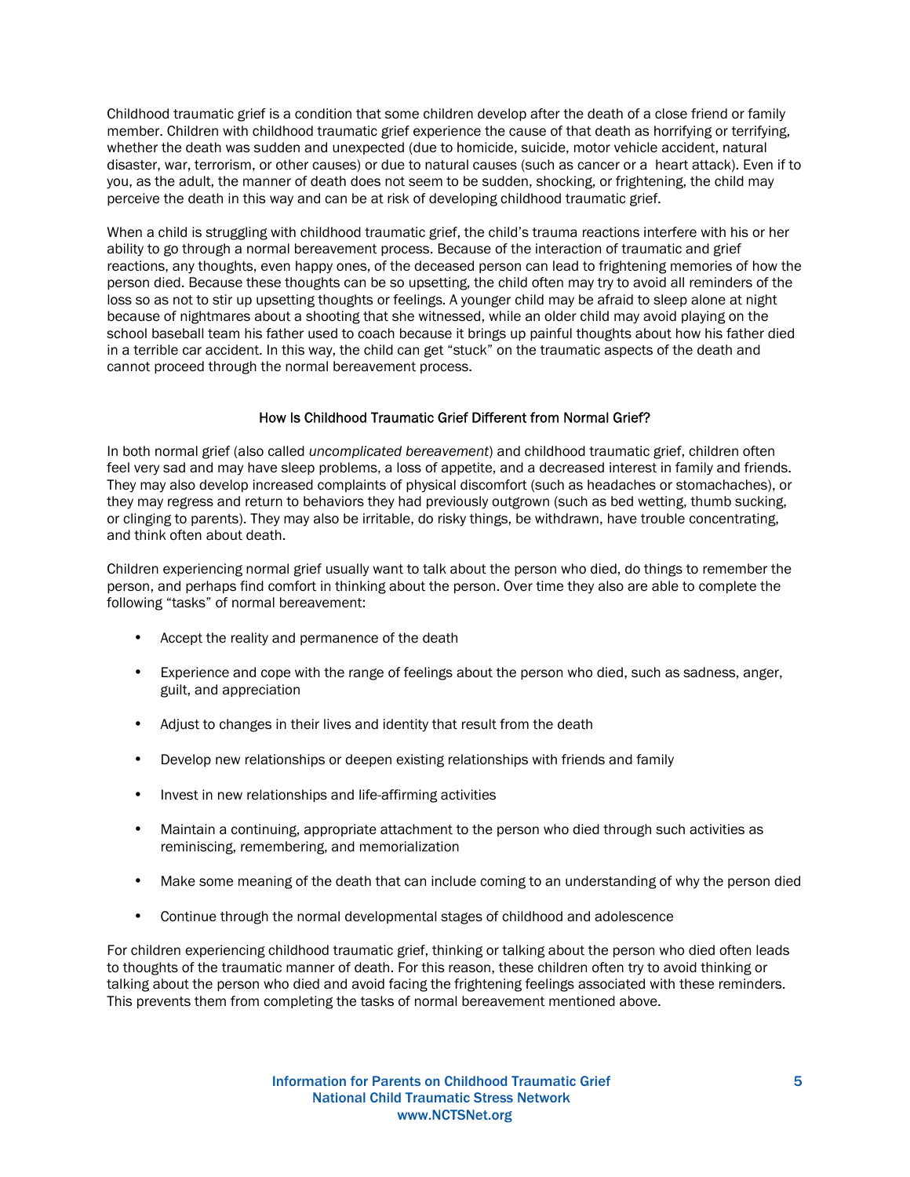Childhood traumatic grief is a condition that some children develop after the death of a close friend or family member. Children with childhood traumatic grief experience the cause of that death as horrifying or terrifying, whether the death was sudden and unexpected (due to homicide, suicide, motor vehicle accident, natural disaster, war, terrorism, or other causes) or due to natural causes (such as cancer or a heart attack). Even if to you, as the adult, the manner of death does not seem to be sudden, shocking, or frightening, the child may perceive the death in this way and can be at risk of developing childhood traumatic grief.

When a child is struggling with childhood traumatic grief, the child's trauma reactions interfere with his or her ability to go through a normal bereavement process. Because of the interaction of traumatic and grief reactions, any thoughts, even happy ones, of the deceased person can lead to frightening memories of how the person died. Because these thoughts can be so upsetting, the child often may try to avoid all reminders of the loss so as not to stir up upsetting thoughts or feelings. A younger child may be afraid to sleep alone at night because of nightmares about a shooting that she witnessed, while an older child may avoid playing on the school baseball team his father used to coach because it brings up painful thoughts about how his father died in a terrible car accident. In this way, the child can get "stuck" on the traumatic aspects of the death and cannot proceed through the normal bereavement process.

## How Is Childhood Traumatic Grief Different from Normal Grief?

In both normal grief (also called *uncomplicated bereavement*) and childhood traumatic grief, children often feel very sad and may have sleep problems, a loss of appetite, and a decreased interest in family and friends. They may also develop increased complaints of physical discomfort (such as headaches or stomachaches), or they may regress and return to behaviors they had previously outgrown (such as bed wetting, thumb sucking, or clinging to parents). They may also be irritable, do risky things, be withdrawn, have trouble concentrating, and think often about death.

Children experiencing normal grief usually want to talk about the person who died, do things to remember the person, and perhaps find comfort in thinking about the person. Over time they also are able to complete the following "tasks" of normal bereavement:

- Accept the reality and permanence of the death
- Experience and cope with the range of feelings about the person who died, such as sadness, anger, guilt, and appreciation
- Adjust to changes in their lives and identity that result from the death
- Develop new relationships or deepen existing relationships with friends and family
- Invest in new relationships and life-affirming activities
- Maintain a continuing, appropriate attachment to the person who died through such activities as reminiscing, remembering, and memorialization
- Make some meaning of the death that can include coming to an understanding of why the person died
- Continue through the normal developmental stages of childhood and adolescence

For children experiencing childhood traumatic grief, thinking or talking about the person who died often leads to thoughts of the traumatic manner of death. For this reason, these children often try to avoid thinking or talking about the person who died and avoid facing the frightening feelings associated with these reminders. This prevents them from completing the tasks of normal bereavement mentioned above.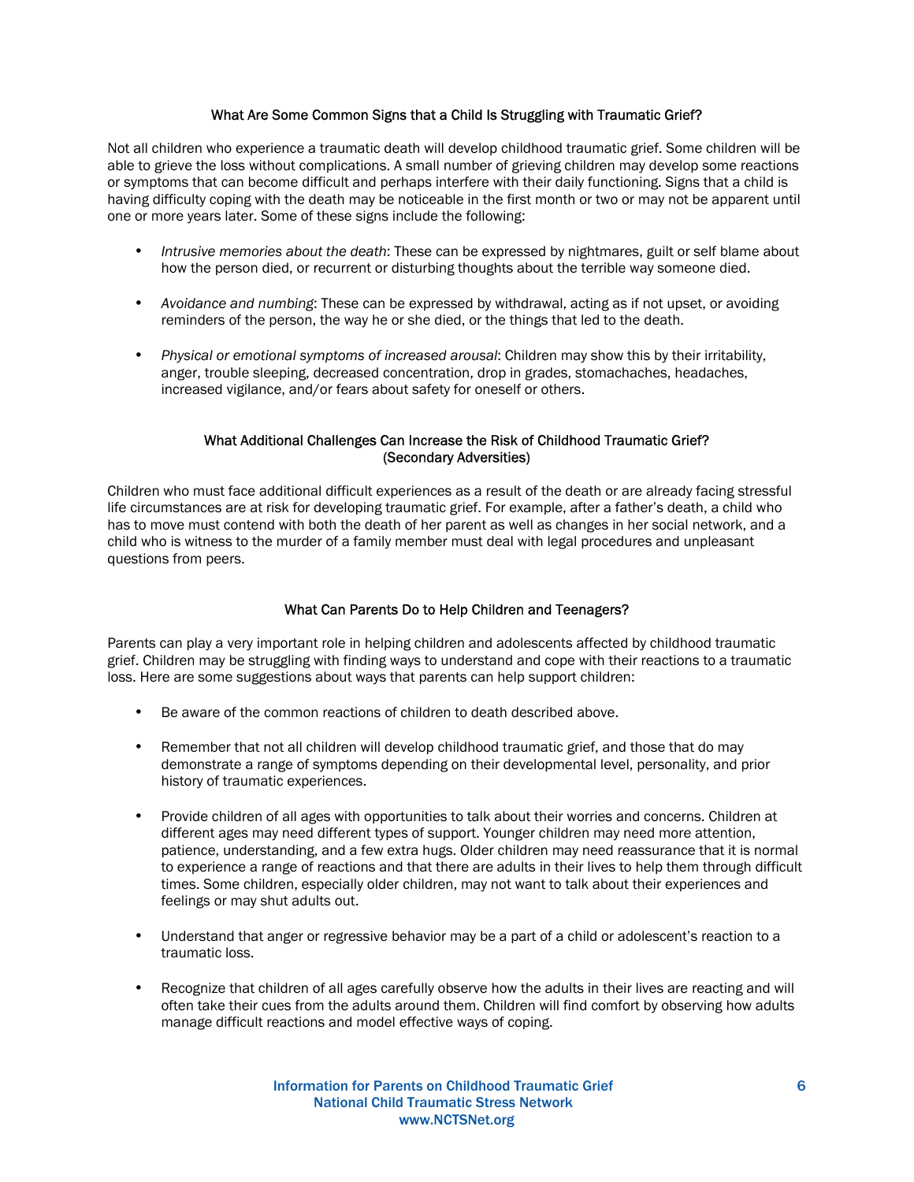## What Are Some Common Signs that a Child Is Struggling with Traumatic Grief?

Not all children who experience a traumatic death will develop childhood traumatic grief. Some children will be able to grieve the loss without complications. A small number of grieving children may develop some reactions or symptoms that can become difficult and perhaps interfere with their daily functioning. Signs that a child is having difficulty coping with the death may be noticeable in the first month or two or may not be apparent until one or more years later. Some of these signs include the following:

- *Intrusive memories about the death*: These can be expressed by nightmares, guilt or self blame about how the person died, or recurrent or disturbing thoughts about the terrible way someone died.
- *Avoidance and numbing*: These can be expressed by withdrawal, acting as if not upset, or avoiding reminders of the person, the way he or she died, or the things that led to the death.
- *Physical or emotional symptoms of increased arousal*: Children may show this by their irritability, anger, trouble sleeping, decreased concentration, drop in grades, stomachaches, headaches, increased vigilance, and/or fears about safety for oneself or others.

## What Additional Challenges Can Increase the Risk of Childhood Traumatic Grief? (Secondary Adversities)

Children who must face additional difficult experiences as a result of the death or are already facing stressful life circumstances are at risk for developing traumatic grief. For example, after a father's death, a child who has to move must contend with both the death of her parent as well as changes in her social network, and a child who is witness to the murder of a family member must deal with legal procedures and unpleasant questions from peers.

## What Can Parents Do to Help Children and Teenagers?

Parents can play a very important role in helping children and adolescents affected by childhood traumatic grief. Children may be struggling with finding ways to understand and cope with their reactions to a traumatic loss. Here are some suggestions about ways that parents can help support children:

- Be aware of the common reactions of children to death described above.
- Remember that not all children will develop childhood traumatic grief, and those that do may demonstrate a range of symptoms depending on their developmental level, personality, and prior history of traumatic experiences.
- Provide children of all ages with opportunities to talk about their worries and concerns. Children at different ages may need different types of support. Younger children may need more attention, patience, understanding, and a few extra hugs. Older children may need reassurance that it is normal to experience a range of reactions and that there are adults in their lives to help them through difficult times. Some children, especially older children, may not want to talk about their experiences and feelings or may shut adults out.
- Understand that anger or regressive behavior may be a part of a child or adolescent's reaction to a traumatic loss.
- Recognize that children of all ages carefully observe how the adults in their lives are reacting and will often take their cues from the adults around them. Children will find comfort by observing how adults manage difficult reactions and model effective ways of coping.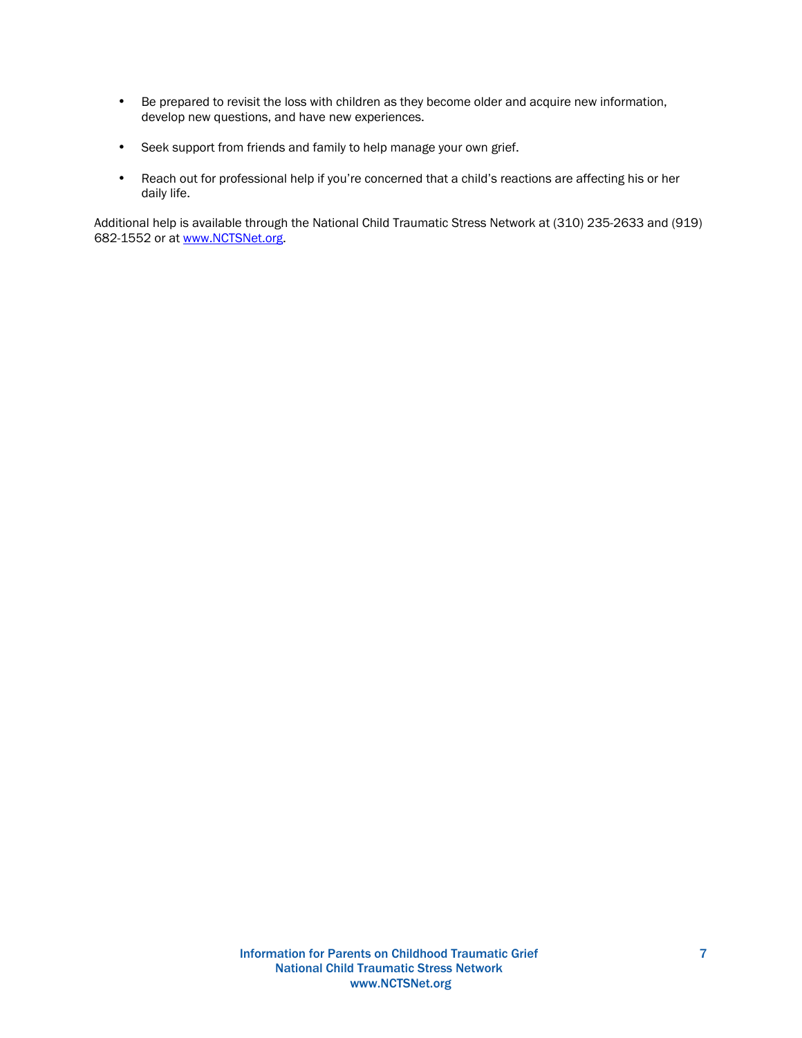- Be prepared to revisit the loss with children as they become older and acquire new information, develop new questions, and have new experiences.
- Seek support from friends and family to help manage your own grief.
- Reach out for professional help if you're concerned that a child's reactions are affecting his or her daily life.

Additional help is available through the National Child Traumatic Stress Network at (310) 235-2633 and (919) 682-1552 or at [www.NCTSNet.org](http://www.NCTSNet.org).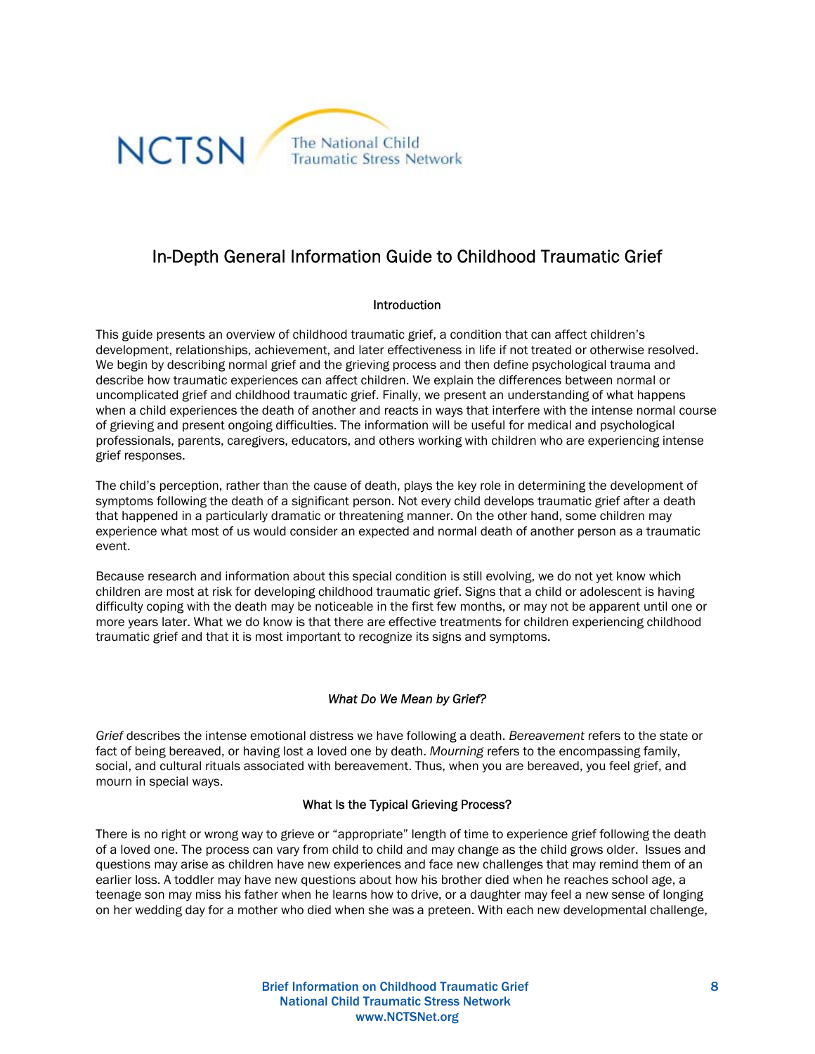NCTSN The National Child Traumatic Stress Network

# In-Depth General Information Guide to Childhood Traumatic Grief

## Introduction

This guide presents an overview of childhood traumatic grief, a condition that can affect children's development, relationships, achievement, and later effectiveness in life if not treated or otherwise resolved. We begin by describing normal grief and the grieving process and then define psychological trauma and describe how traumatic experiences can affect children. We explain the differences between normal or uncomplicated grief and childhood traumatic grief. Finally, we present an understanding of what happens when a child experiences the death of another and reacts in ways that interfere with the intense normal course of grieving and present ongoing difficulties. The information will be useful for medical and psychological professionals, parents, caregivers, educators, and others working with children who are experiencing intense grief responses.

The child's perception, rather than the cause of death, plays the key role in determining the development of symptoms following the death of a significant person. Not every child develops traumatic grief after a death that happened in a particularly dramatic or threatening manner. On the other hand, some children may experience what most of us would consider an expected and normal death of another person as a traumatic event.

Because research and information about this special condition is still evolving, we do not yet know which children are most at risk for developing childhood traumatic grief. Signs that a child or adolescent is having difficulty coping with the death may be noticeable in the first few months, or may not be apparent until one or more years later. What we do know is that there are effective treatments for children experiencing childhood traumatic grief and that it is most important to recognize its signs and symptoms.

### *What Do We Mean by Grief?*

*Grief* describes the intense emotional distress we have following a death. *Bereavement* refers to the state or fact of being bereaved, or having lost a loved one by death. *Mourning* refers to the encompassing family, social, and cultural rituals associated with bereavement. Thus, when you are bereaved, you feel grief, and mourn in special ways.

### What Is the Typical Grieving Process?

There is no right or wrong way to grieve or "appropriate" length of time to experience grief following the death of a loved one. The process can vary from child to child and may change as the child grows older. Issues and questions may arise as children have new experiences and face new challenges that may remind them of an earlier loss. A toddler may have new questions about how his brother died when he reaches school age, a teenage son may miss his father when he learns how to drive, or a daughter may feel a new sense of longing on her wedding day for a mother who died when she was a preteen. With each new developmental challenge,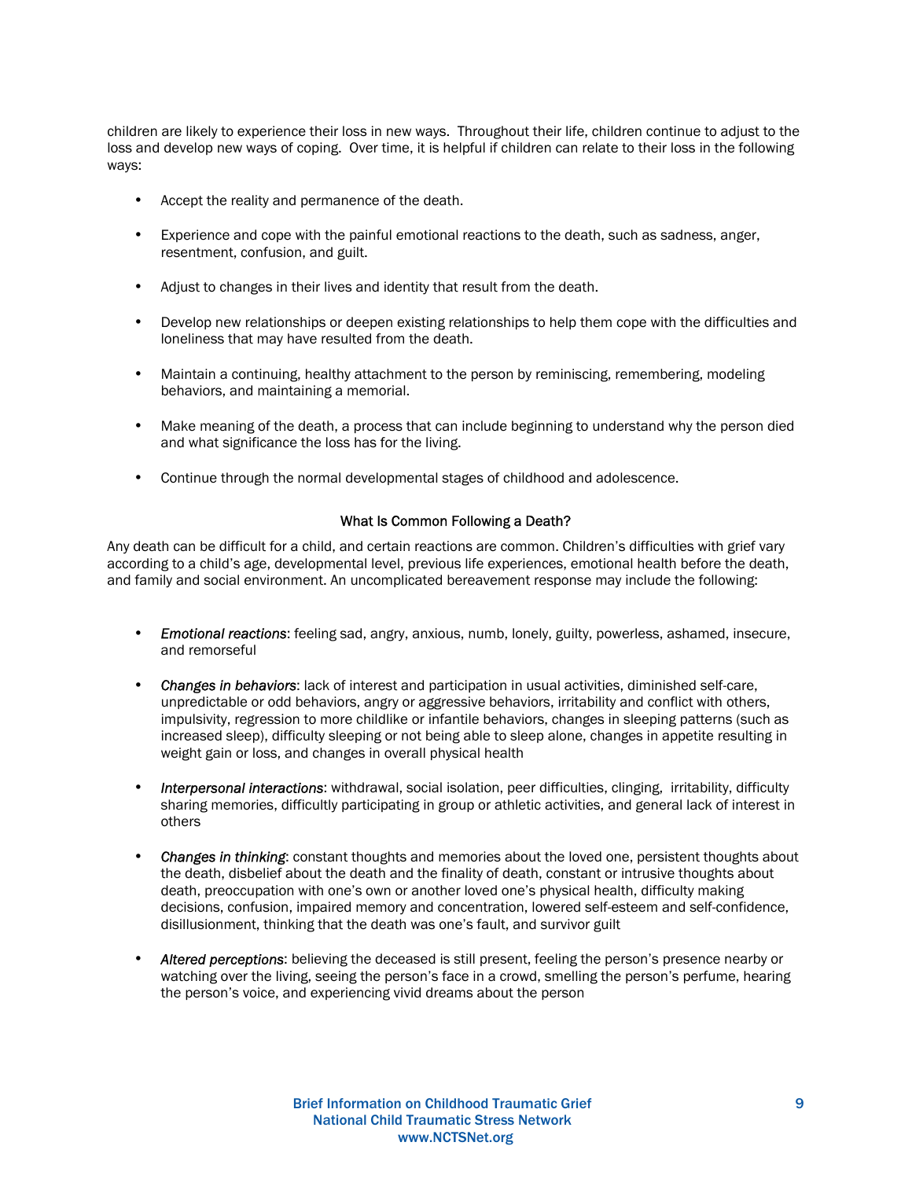children are likely to experience their loss in new ways. Throughout their life, children continue to adjust to the loss and develop new ways of coping. Over time, it is helpful if children can relate to their loss in the following ways:

- Accept the reality and permanence of the death.
- Experience and cope with the painful emotional reactions to the death, such as sadness, anger, resentment, confusion, and guilt.
- Adjust to changes in their lives and identity that result from the death.
- Develop new relationships or deepen existing relationships to help them cope with the difficulties and loneliness that may have resulted from the death.
- Maintain a continuing, healthy attachment to the person by reminiscing, remembering, modeling behaviors, and maintaining a memorial.
- Make meaning of the death, a process that can include beginning to understand why the person died and what significance the loss has for the living.
- Continue through the normal developmental stages of childhood and adolescence.

## What Is Common Following a Death?

Any death can be difficult for a child, and certain reactions are common. Children's difficulties with grief vary according to a child's age, developmental level, previous life experiences, emotional health before the death, and family and social environment. An uncomplicated bereavement response may include the following:

- *Emotional reactions*: feeling sad, angry, anxious, numb, lonely, guilty, powerless, ashamed, insecure, and remorseful
- *Changes in behaviors*: lack of interest and participation in usual activities, diminished self-care, unpredictable or odd behaviors, angry or aggressive behaviors, irritability and conflict with others, impulsivity, regression to more childlike or infantile behaviors, changes in sleeping patterns (such as increased sleep), difficulty sleeping or not being able to sleep alone, changes in appetite resulting in weight gain or loss, and changes in overall physical health
- *Interpersonal interactions*: withdrawal, social isolation, peer difficulties, clinging, irritability, difficulty sharing memories, difficultly participating in group or athletic activities, and general lack of interest in others
- *Changes in thinking*: constant thoughts and memories about the loved one, persistent thoughts about the death, disbelief about the death and the finality of death, constant or intrusive thoughts about death, preoccupation with one's own or another loved one's physical health, difficulty making decisions, confusion, impaired memory and concentration, lowered self-esteem and self-confidence, disillusionment, thinking that the death was one's fault, and survivor guilt
- *Altered perceptions*: believing the deceased is still present, feeling the person's presence nearby or watching over the living, seeing the person's face in a crowd, smelling the person's perfume, hearing the person's voice, and experiencing vivid dreams about the person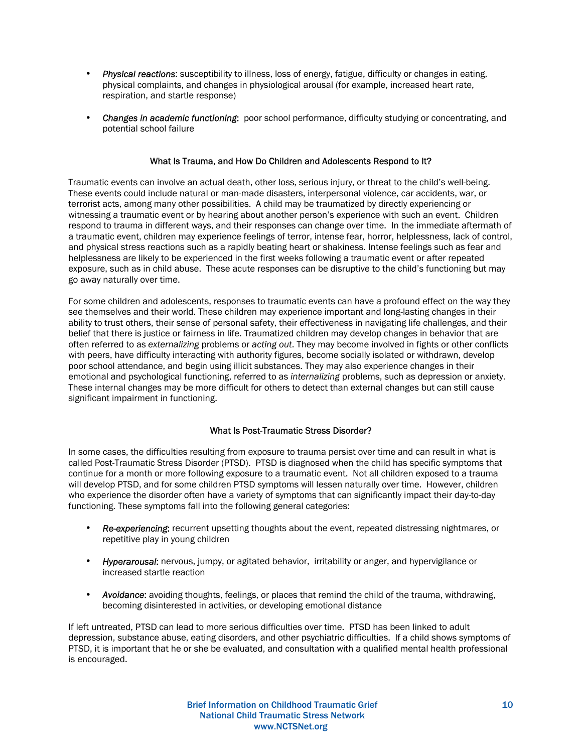- *Physical reactions*: susceptibility to illness, loss of energy, fatigue, difficulty or changes in eating, physical complaints, and changes in physiological arousal (for example, increased heart rate, respiration, and startle response)

- *Changes in academic functioning*: poor school performance, difficulty studying or concentrating, and potential school failure

## What Is Trauma, and How Do Children and Adolescents Respond to It?

Traumatic events can involve an actual death, other loss, serious injury, or threat to the child's well-being. These events could include natural or man-made disasters, interpersonal violence, car accidents, war, or terrorist acts, among many other possibilities. A child may be traumatized by directly experiencing or witnessing a traumatic event or by hearing about another person's experience with such an event. Children respond to trauma in different ways, and their responses can change over time. In the immediate aftermath of a traumatic event, children may experience feelings of terror, intense fear, horror, helplessness, lack of control, and physical stress reactions such as a rapidly beating heart or shakiness. Intense feelings such as fear and helplessness are likely to be experienced in the first weeks following a traumatic event or after repeated exposure, such as in child abuse. These acute responses can be disruptive to the child's functioning but may go away naturally over time.

For some children and adolescents, responses to traumatic events can have a profound effect on the way they see themselves and their world. These children may experience important and long-lasting changes in their ability to trust others, their sense of personal safety, their effectiveness in navigating life challenges, and their belief that there is justice or fairness in life. Traumatized children may develop changes in behavior that are often referred to as *externalizing* problems or *acting out*. They may become involved in fights or other conflicts with peers, have difficulty interacting with authority figures, become socially isolated or withdrawn, develop poor school attendance, and begin using illicit substances. They may also experience changes in their emotional and psychological functioning, referred to as *internalizing* problems, such as depression or anxiety. These internal changes may be more difficult for others to detect than external changes but can still cause significant impairment in functioning.

## What Is Post-Traumatic Stress Disorder?

In some cases, the difficulties resulting from exposure to trauma persist over time and can result in what is called Post-Traumatic Stress Disorder (PTSD). PTSD is diagnosed when the child has specific symptoms that continue for a month or more following exposure to a traumatic event. Not all children exposed to a trauma will develop PTSD, and for some children PTSD symptoms will lessen naturally over time. However, children who experience the disorder often have a variety of symptoms that can significantly impact their day-to-day functioning. These symptoms fall into the following general categories:

- *Re-experiencing*: recurrent upsetting thoughts about the event, repeated distressing nightmares, or repetitive play in young children

- *Hyperarousal*: nervous, jumpy, or agitated behavior, irritability or anger, and hypervigilance or increased startle reaction

- *Avoidance*: avoiding thoughts, feelings, or places that remind the child of the trauma, withdrawing, becoming disinterested in activities, or developing emotional distance

If left untreated, PTSD can lead to more serious difficulties over time. PTSD has been linked to adult depression, substance abuse, eating disorders, and other psychiatric difficulties. If a child shows symptoms of PTSD, it is important that he or she be evaluated, and consultation with a qualified mental health professional is encouraged.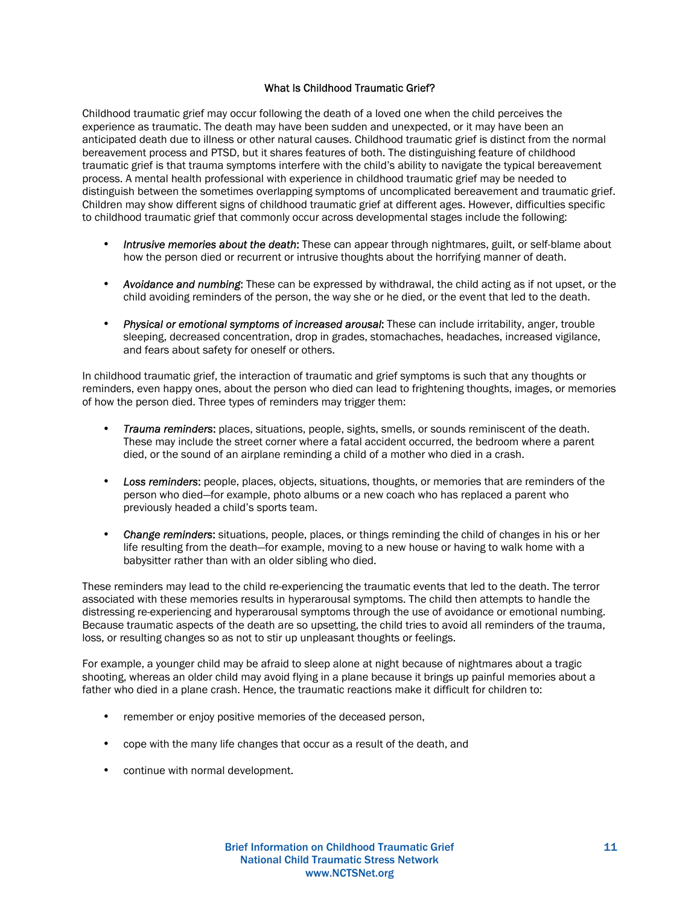## What Is Childhood Traumatic Grief?

Childhood traumatic grief may occur following the death of a loved one when the child perceives the experience as traumatic. The death may have been sudden and unexpected, or it may have been an anticipated death due to illness or other natural causes. Childhood traumatic grief is distinct from the normal bereavement process and PTSD, but it shares features of both. The distinguishing feature of childhood traumatic grief is that trauma symptoms interfere with the child's ability to navigate the typical bereavement process. A mental health professional with experience in childhood traumatic grief may be needed to distinguish between the sometimes overlapping symptoms of uncomplicated bereavement and traumatic grief. Children may show different signs of childhood traumatic grief at different ages. However, difficulties specific to childhood traumatic grief that commonly occur across developmental stages include the following:

- *Intrusive memories about the death*: These can appear through nightmares, guilt, or self-blame about how the person died or recurrent or intrusive thoughts about the horrifying manner of death.
- *Avoidance and numbing*: These can be expressed by withdrawal, the child acting as if not upset, or the child avoiding reminders of the person, the way she or he died, or the event that led to the death.
- *Physical or emotional symptoms of increased arousal*: These can include irritability, anger, trouble sleeping, decreased concentration, drop in grades, stomachaches, headaches, increased vigilance, and fears about safety for oneself or others.

In childhood traumatic grief, the interaction of traumatic and grief symptoms is such that any thoughts or reminders, even happy ones, about the person who died can lead to frightening thoughts, images, or memories of how the person died. Three types of reminders may trigger them:

- *Trauma reminders*: places, situations, people, sights, smells, or sounds reminiscent of the death. These may include the street corner where a fatal accident occurred, the bedroom where a parent died, or the sound of an airplane reminding a child of a mother who died in a crash.
- *Loss reminders*: people, places, objects, situations, thoughts, or memories that are reminders of the person who died—for example, photo albums or a new coach who has replaced a parent who previously headed a child's sports team.
- *Change reminders*: situations, people, places, or things reminding the child of changes in his or her life resulting from the death—for example, moving to a new house or having to walk home with a babysitter rather than with an older sibling who died.

These reminders may lead to the child re-experiencing the traumatic events that led to the death. The terror associated with these memories results in hyperarousal symptoms. The child then attempts to handle the distressing re-experiencing and hyperarousal symptoms through the use of avoidance or emotional numbing. Because traumatic aspects of the death are so upsetting, the child tries to avoid all reminders of the trauma, loss, or resulting changes so as not to stir up unpleasant thoughts or feelings.

For example, a younger child may be afraid to sleep alone at night because of nightmares about a tragic shooting, whereas an older child may avoid flying in a plane because it brings up painful memories about a father who died in a plane crash. Hence, the traumatic reactions make it difficult for children to:

- remember or enjoy positive memories of the deceased person,
- cope with the many life changes that occur as a result of the death, and
- continue with normal development.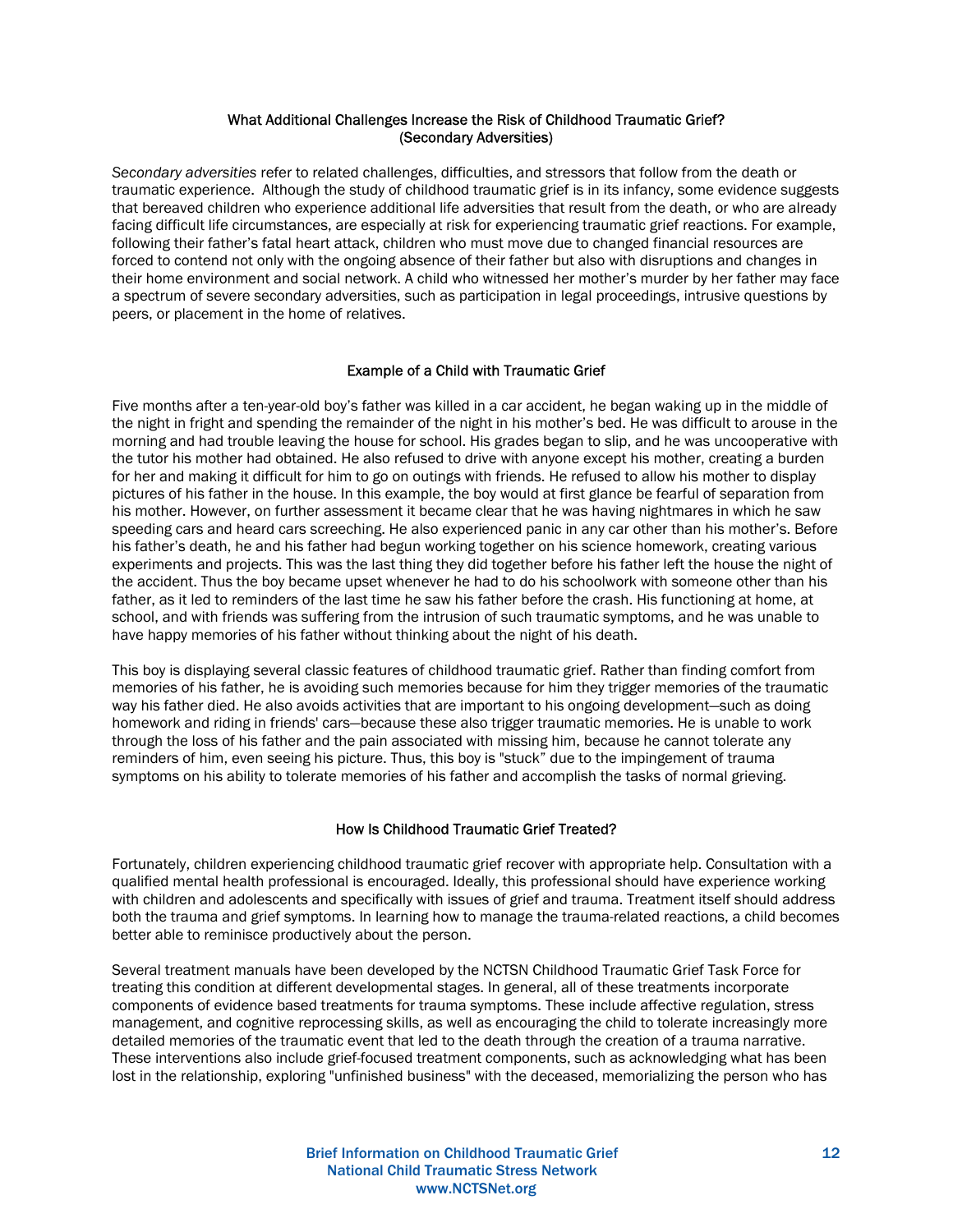## What Additional Challenges Increase the Risk of Childhood Traumatic Grief? (Secondary Adversities)

*Secondary adversities* refer to related challenges, difficulties, and stressors that follow from the death or traumatic experience. Although the study of childhood traumatic grief is in its infancy, some evidence suggests that bereaved children who experience additional life adversities that result from the death, or who are already facing difficult life circumstances, are especially at risk for experiencing traumatic grief reactions. For example, following their father's fatal heart attack, children who must move due to changed financial resources are forced to contend not only with the ongoing absence of their father but also with disruptions and changes in their home environment and social network. A child who witnessed her mother's murder by her father may face a spectrum of severe secondary adversities, such as participation in legal proceedings, intrusive questions by peers, or placement in the home of relatives.

## Example of a Child with Traumatic Grief

Five months after a ten-year-old boy's father was killed in a car accident, he began waking up in the middle of the night in fright and spending the remainder of the night in his mother's bed. He was difficult to arouse in the morning and had trouble leaving the house for school. His grades began to slip, and he was uncooperative with the tutor his mother had obtained. He also refused to drive with anyone except his mother, creating a burden for her and making it difficult for him to go on outings with friends. He refused to allow his mother to display pictures of his father in the house. In this example, the boy would at first glance be fearful of separation from his mother. However, on further assessment it became clear that he was having nightmares in which he saw speeding cars and heard cars screeching. He also experienced panic in any car other than his mother's. Before his father's death, he and his father had begun working together on his science homework, creating various experiments and projects. This was the last thing they did together before his father left the house the night of the accident. Thus the boy became upset whenever he had to do his schoolwork with someone other than his father, as it led to reminders of the last time he saw his father before the crash. His functioning at home, at school, and with friends was suffering from the intrusion of such traumatic symptoms, and he was unable to have happy memories of his father without thinking about the night of his death.

This boy is displaying several classic features of childhood traumatic grief. Rather than finding comfort from memories of his father, he is avoiding such memories because for him they trigger memories of the traumatic way his father died. He also avoids activities that are important to his ongoing development—such as doing homework and riding in friends' cars—because these also trigger traumatic memories. He is unable to work through the loss of his father and the pain associated with missing him, because he cannot tolerate any reminders of him, even seeing his picture. Thus, this boy is "stuck" due to the impingement of trauma symptoms on his ability to tolerate memories of his father and accomplish the tasks of normal grieving.

## How Is Childhood Traumatic Grief Treated?

Fortunately, children experiencing childhood traumatic grief recover with appropriate help. Consultation with a qualified mental health professional is encouraged. Ideally, this professional should have experience working with children and adolescents and specifically with issues of grief and trauma. Treatment itself should address both the trauma and grief symptoms. In learning how to manage the trauma-related reactions, a child becomes better able to reminisce productively about the person.

Several treatment manuals have been developed by the NCTSN Childhood Traumatic Grief Task Force for treating this condition at different developmental stages. In general, all of these treatments incorporate components of evidence based treatments for trauma symptoms. These include affective regulation, stress management, and cognitive reprocessing skills, as well as encouraging the child to tolerate increasingly more detailed memories of the traumatic event that led to the death through the creation of a trauma narrative. These interventions also include grief-focused treatment components, such as acknowledging what has been lost in the relationship, exploring "unfinished business" with the deceased, memorializing the person who has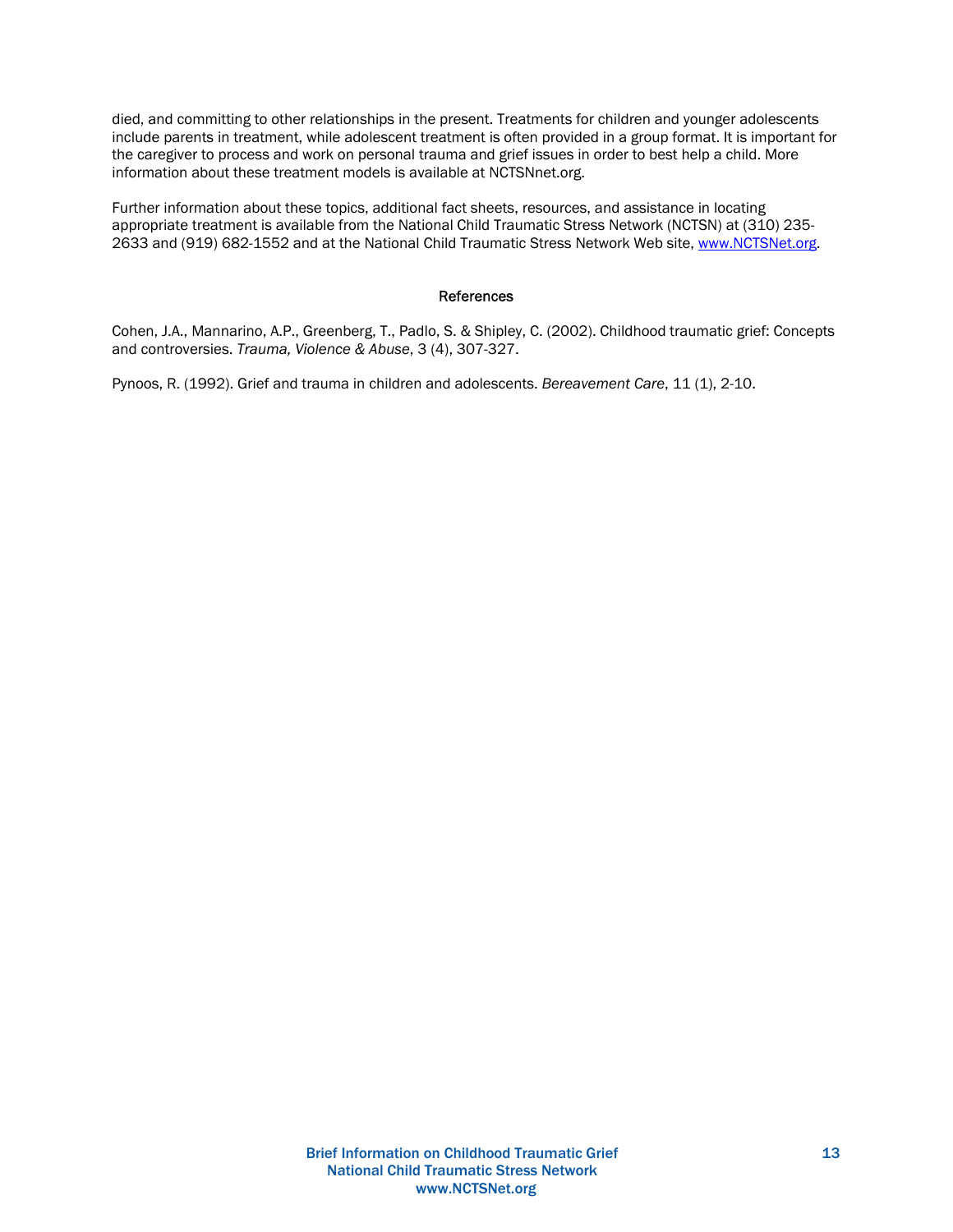died, and committing to other relationships in the present. Treatments for children and younger adolescents include parents in treatment, while adolescent treatment is often provided in a group format. It is important for the caregiver to process and work on personal trauma and grief issues in order to best help a child. More information about these treatment models is available at NCTSNnet.org.

Further information about these topics, additional fact sheets, resources, and assistance in locating appropriate treatment is available from the National Child Traumatic Stress Network (NCTSN) at (310) 235-2633 and (919) 682-1552 and at the National Child Traumatic Stress Network Web site, [www.NCTSNet.org](http://www.NCTSNet.org).

## References

Cohen, J.A., Mannarino, A.P., Greenberg, T., Padlo, S. & Shipley, C. (2002). Childhood traumatic grief: Concepts and controversies. *Trauma, Violence & Abuse*, 3 (4), 307-327.

Pynoos, R. (1992). Grief and trauma in children and adolescents. *Bereavement Care*, 11 (1), 2-10.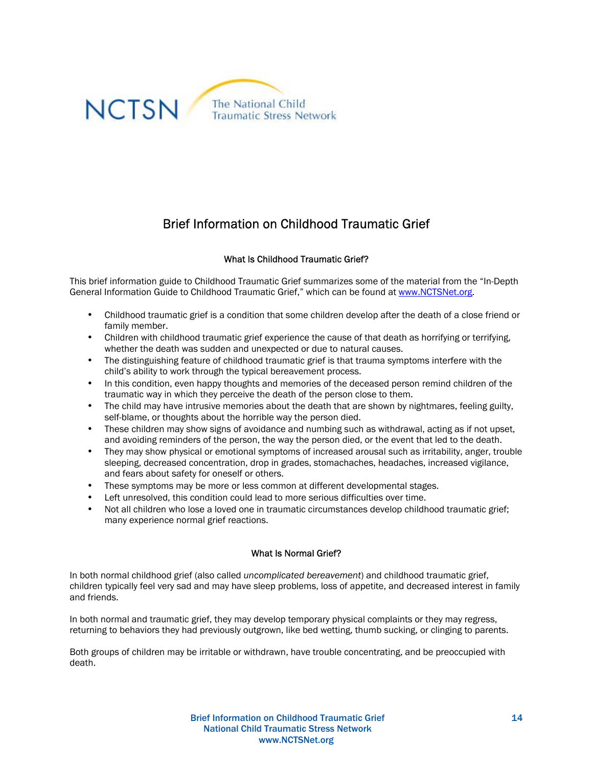# Brief Information on Childhood Traumatic Grief

## What Is Childhood Traumatic Grief?

This brief information guide to Childhood Traumatic Grief summarizes some of the material from the "In-Depth General Information Guide to Childhood Traumatic Grief," which can be found at [www.NCTSNet.org](www.NCTSNet.org).

- Childhood traumatic grief is a condition that some children develop after the death of a close friend or family member.
- Children with childhood traumatic grief experience the cause of that death as horrifying or terrifying, whether the death was sudden and unexpected or due to natural causes.
- The distinguishing feature of childhood traumatic grief is that trauma symptoms interfere with the child's ability to work through the typical bereavement process.
- In this condition, even happy thoughts and memories of the deceased person remind children of the traumatic way in which they perceive the death of the person close to them.
- The child may have intrusive memories about the death that are shown by nightmares, feeling guilty, self-blame, or thoughts about the horrible way the person died.
- These children may show signs of avoidance and numbing such as withdrawal, acting as if not upset, and avoiding reminders of the person, the way the person died, or the event that led to the death.
- They may show physical or emotional symptoms of increased arousal such as irritability, anger, trouble sleeping, decreased concentration, drop in grades, stomachaches, headaches, increased vigilance, and fears about safety for oneself or others.
- These symptoms may be more or less common at different developmental stages.
- Left unresolved, this condition could lead to more serious difficulties over time.
- Not all children who lose a loved one in traumatic circumstances develop childhood traumatic grief; many experience normal grief reactions.

## What Is Normal Grief?

In both normal childhood grief (also called *uncomplicated bereavement*) and childhood traumatic grief, children typically feel very sad and may have sleep problems, loss of appetite, and decreased interest in family and friends.

In both normal and traumatic grief, they may develop temporary physical complaints or they may regress, returning to behaviors they had previously outgrown, like bed wetting, thumb sucking, or clinging to parents.

Both groups of children may be irritable or withdrawn, have trouble concentrating, and be preoccupied with death.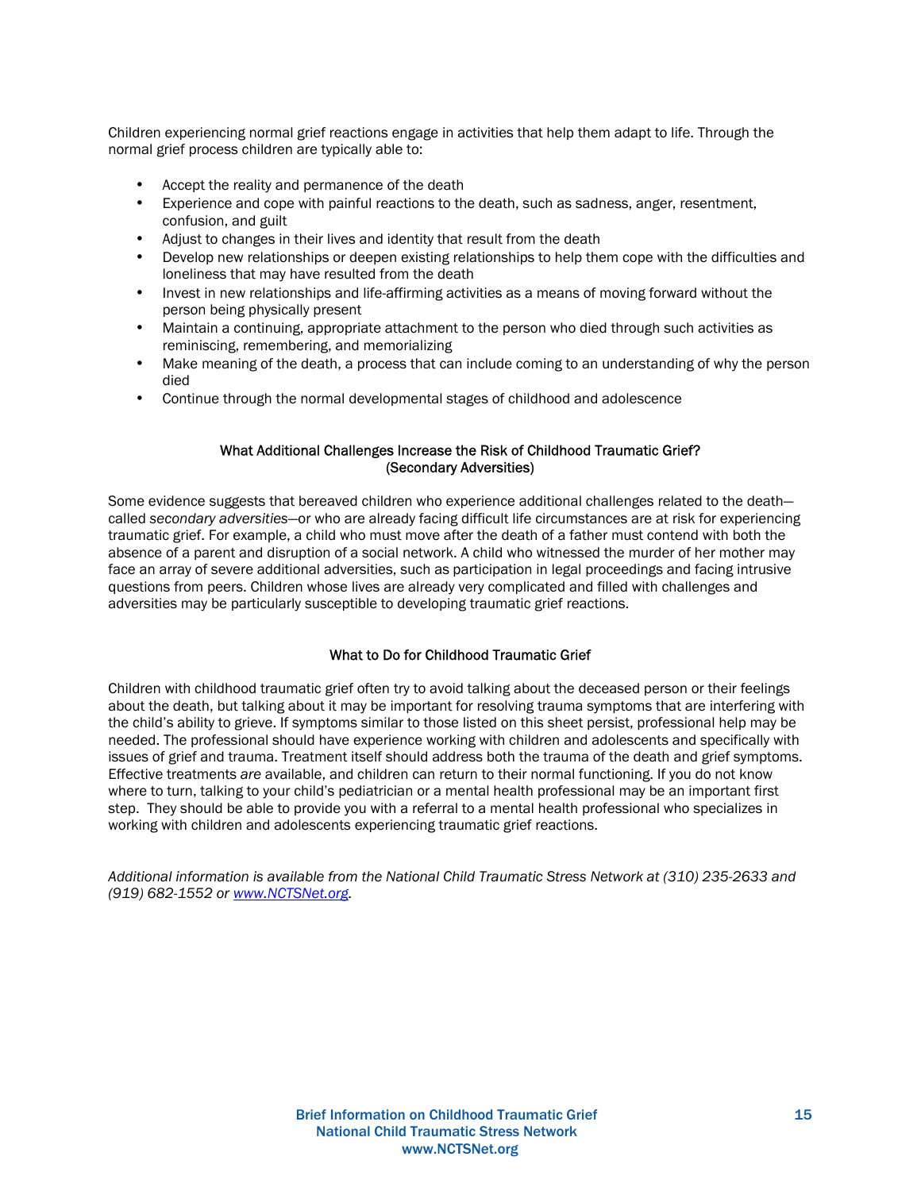Children experiencing normal grief reactions engage in activities that help them adapt to life. Through the normal grief process children are typically able to:

- Accept the reality and permanence of the death
- Experience and cope with painful reactions to the death, such as sadness, anger, resentment, confusion, and guilt
- Adjust to changes in their lives and identity that result from the death
- Develop new relationships or deepen existing relationships to help them cope with the difficulties and loneliness that may have resulted from the death
- Invest in new relationships and life-affirming activities as a means of moving forward without the person being physically present
- Maintain a continuing, appropriate attachment to the person who died through such activities as reminiscing, remembering, and memorializing
- Make meaning of the death, a process that can include coming to an understanding of why the person died
- Continue through the normal developmental stages of childhood and adolescence

## What Additional Challenges Increase the Risk of Childhood Traumatic Grief? (Secondary Adversities)

Some evidence suggests that bereaved children who experience additional challenges related to the death—called *secondary adversities*—or who are already facing difficult life circumstances are at risk for experiencing traumatic grief. For example, a child who must move after the death of a father must contend with both the absence of a parent and disruption of a social network. A child who witnessed the murder of her mother may face an array of severe additional adversities, such as participation in legal proceedings and facing intrusive questions from peers. Children whose lives are already very complicated and filled with challenges and adversities may be particularly susceptible to developing traumatic grief reactions.

## What to Do for Childhood Traumatic Grief

Children with childhood traumatic grief often try to avoid talking about the deceased person or their feelings about the death, but talking about it may be important for resolving trauma symptoms that are interfering with the child's ability to grieve. If symptoms similar to those listed on this sheet persist, professional help may be needed. The professional should have experience working with children and adolescents and specifically with issues of grief and trauma. Treatment itself should address both the trauma of the death and grief symptoms. Effective treatments *are* available, and children can return to their normal functioning. If you do not know where to turn, talking to your child's pediatrician or a mental health professional may be an important first step. They should be able to provide you with a referral to a mental health professional who specializes in working with children and adolescents experiencing traumatic grief reactions.

*Additional information is available from the National Child Traumatic Stress Network at (310) 235-2633 and (919) 682-1552 or [www.NCTSNet.org](http://www.NCTSNet.org).*